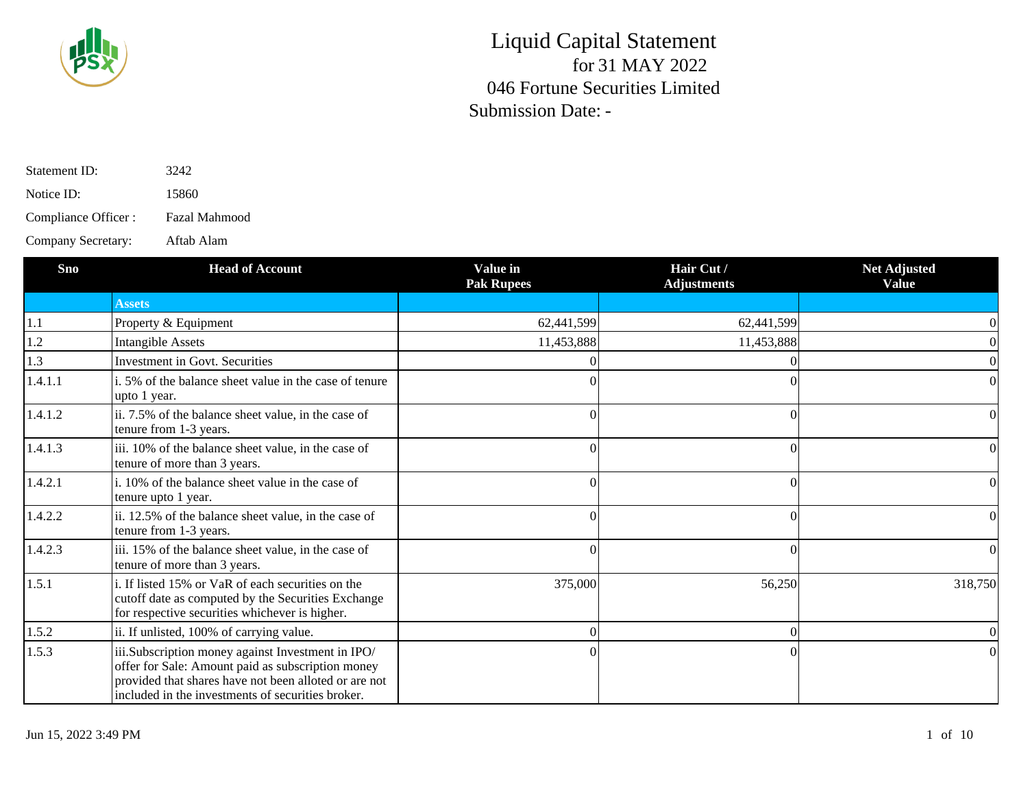# Liquid Capital Statement

## for 31 MAY 2022

## 046 Fortune Securities Limited

## Submission Date: -

Statement ID: 3242

Notice ID: 15860

Compliance Officer : Fazal Mahmood

Company Secretary: Aftab Alam

| Sno | Head of Account | Value in Pak Rupees | Hair Cut / Adjustments | Net Adjusted Value |
|---|---|---|---|---|
| | **Assets** | | | |
| 1.1 | Property & Equipment | 62,441,599 | 62,441,599 | 0 |
| 1.2 | Intangible Assets | 11,453,888 | 11,453,888 | 0 |
| 1.3 | Investment in Govt. Securities | 0 | 0 | 0 |
| 1.4.1.1 | i. 5% of the balance sheet value in the case of tenure upto 1 year. | 0 | 0 | 0 |
| 1.4.1.2 | ii. 7.5% of the balance sheet value, in the case of tenure from 1-3 years. | 0 | 0 | 0 |
| 1.4.1.3 | iii. 10% of the balance sheet value, in the case of tenure of more than 3 years. | 0 | 0 | 0 |
| 1.4.2.1 | i. 10% of the balance sheet value in the case of tenure upto 1 year. | 0 | 0 | 0 |
| 1.4.2.2 | ii. 12.5% of the balance sheet value, in the case of tenure from 1-3 years. | 0 | 0 | 0 |
| 1.4.2.3 | iii. 15% of the balance sheet value, in the case of tenure of more than 3 years. | 0 | 0 | 0 |
| 1.5.1 | i. If listed 15% or VaR of each securities on the cutoff date as computed by the Securities Exchange for respective securities whichever is higher. | 375,000 | 56,250 | 318,750 |
| 1.5.2 | ii. If unlisted, 100% of carrying value. | 0 | 0 | 0 |
| 1.5.3 | iii.Subscription money against Investment in IPO/ offer for Sale: Amount paid as subscription money provided that shares have not been alloted or are not included in the investments of securities broker. | 0 | 0 | 0 |

Jun 15, 2022 3:49 PM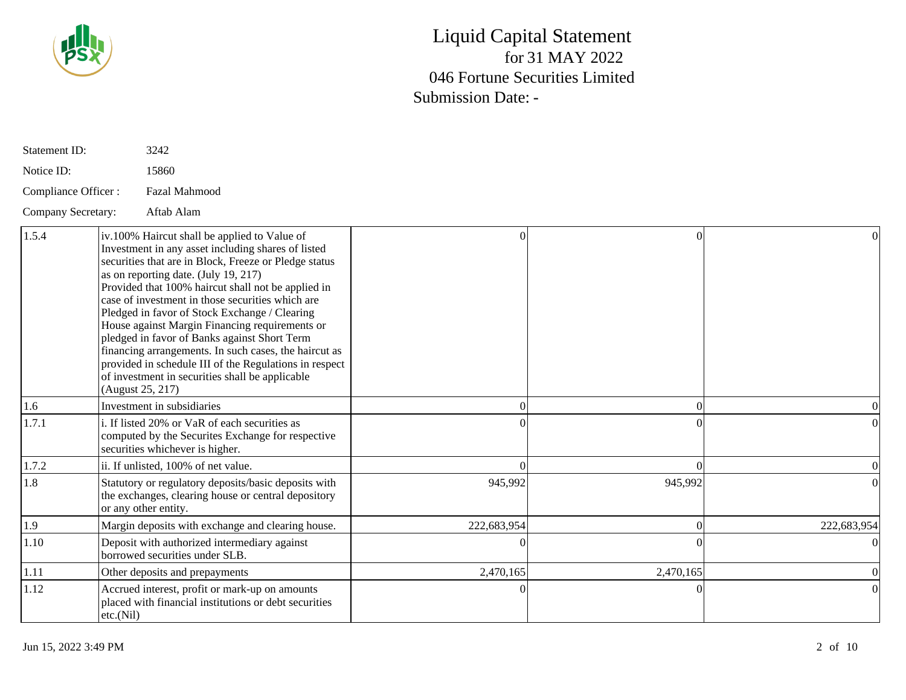# Liquid Capital Statement

for 31 MAY 2022

046 Fortune Securities Limited

Submission Date: -

Statement ID: 3242

Notice ID: 15860

Compliance Officer : Fazal Mahmood

Company Secretary: Aftab Alam

| | | | | |
|---|---|---|---|---|
| 1.5.4 | iv.100% Haircut shall be applied to Value of Investment in any asset including shares of listed securities that are in Block, Freeze or Pledge status as on reporting date. (July 19, 217)<br>Provided that 100% haircut shall not be applied in case of investment in those securities which are Pledged in favor of Stock Exchange / Clearing House against Margin Financing requirements or pledged in favor of Banks against Short Term financing arrangements. In such cases, the haircut as provided in schedule III of the Regulations in respect of investment in securities shall be applicable (August 25, 217) | 0 | 0 | 0 |
| 1.6 | Investment in subsidiaries | 0 | 0 | 0 |
| 1.7.1 | i. If listed 20% or VaR of each securities as computed by the Securites Exchange for respective securities whichever is higher. | 0 | 0 | 0 |
| 1.7.2 | ii. If unlisted, 100% of net value. | 0 | 0 | 0 |
| 1.8 | Statutory or regulatory deposits/basic deposits with the exchanges, clearing house or central depository or any other entity. | 945,992 | 945,992 | 0 |
| 1.9 | Margin deposits with exchange and clearing house. | 222,683,954 | 0 | 222,683,954 |
| 1.10 | Deposit with authorized intermediary against borrowed securities under SLB. | 0 | 0 | 0 |
| 1.11 | Other deposits and prepayments | 2,470,165 | 2,470,165 | 0 |
| 1.12 | Accrued interest, profit or mark-up on amounts placed with financial institutions or debt securities etc.(Nil) | 0 | 0 | 0 |

Jun 15, 2022 3:49 PM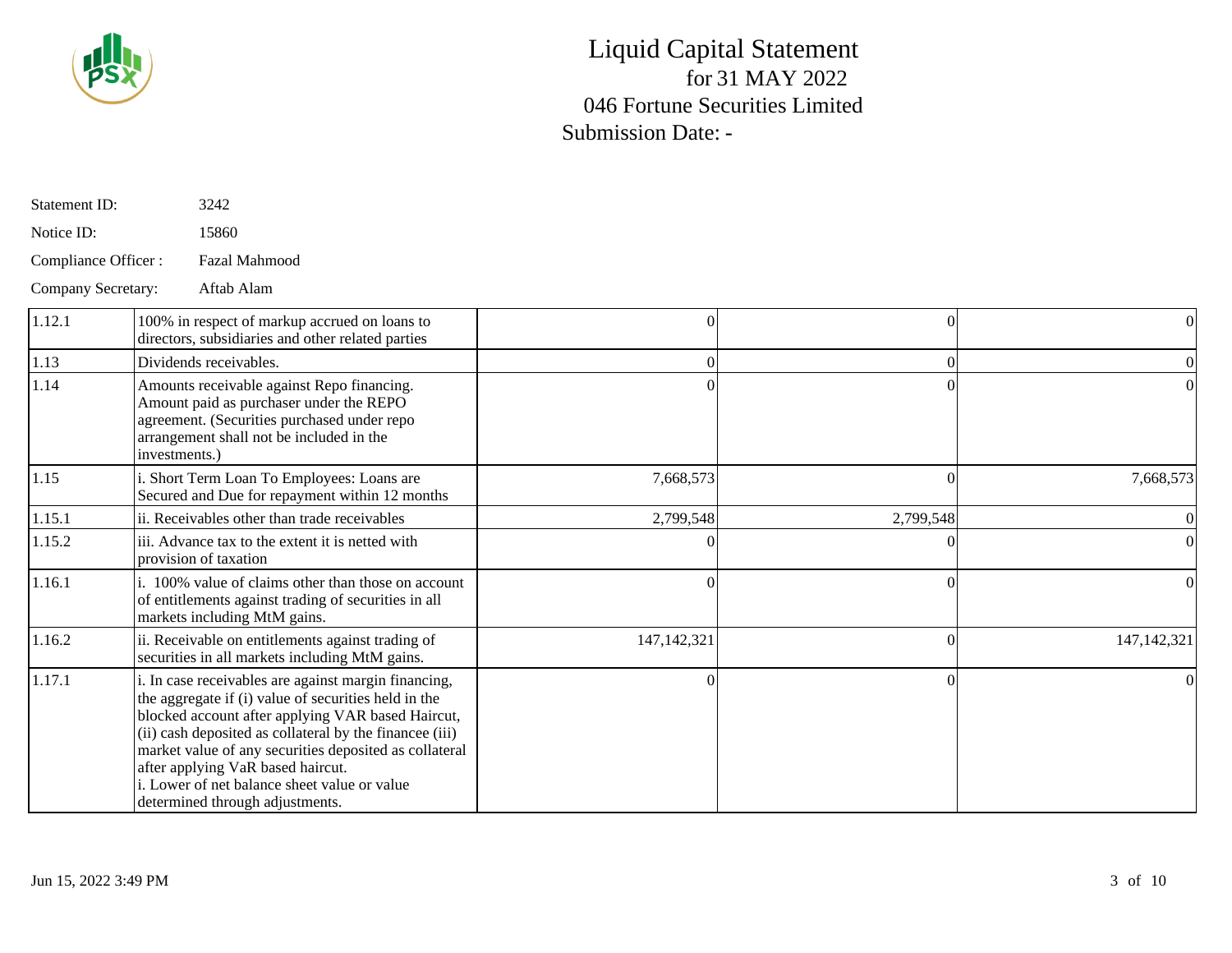# Liquid Capital Statement

for 31 MAY 2022

046 Fortune Securities Limited

Submission Date: -

Statement ID: 3242

Notice ID: 15860

Compliance Officer : Fazal Mahmood

Company Secretary: Aftab Alam

| | | | | |
|---|---|---|---|---|
| 1.12.1 | 100% in respect of markup accrued on loans to directors, subsidiaries and other related parties | 0 | 0 | 0 |
| 1.13 | Dividends receivables. | 0 | 0 | 0 |
| 1.14 | Amounts receivable against Repo financing. Amount paid as purchaser under the REPO agreement. (Securities purchased under repo arrangement shall not be included in the investments.) | 0 | 0 | 0 |
| 1.15 | i. Short Term Loan To Employees: Loans are Secured and Due for repayment within 12 months | 7,668,573 | 0 | 7,668,573 |
| 1.15.1 | ii. Receivables other than trade receivables | 2,799,548 | 2,799,548 | 0 |
| 1.15.2 | iii. Advance tax to the extent it is netted with provision of taxation | 0 | 0 | 0 |
| 1.16.1 | i. 100% value of claims other than those on account of entitlements against trading of securities in all markets including MtM gains. | 0 | 0 | 0 |
| 1.16.2 | ii. Receivable on entitlements against trading of securities in all markets including MtM gains. | 147,142,321 | 0 | 147,142,321 |
| 1.17.1 | i. In case receivables are against margin financing, the aggregate if (i) value of securities held in the blocked account after applying VAR based Haircut, (ii) cash deposited as collateral by the financee (iii) market value of any securities deposited as collateral after applying VaR based haircut.<br>i. Lower of net balance sheet value or value determined through adjustments. | 0 | 0 | 0 |

Jun 15, 2022 3:49 PM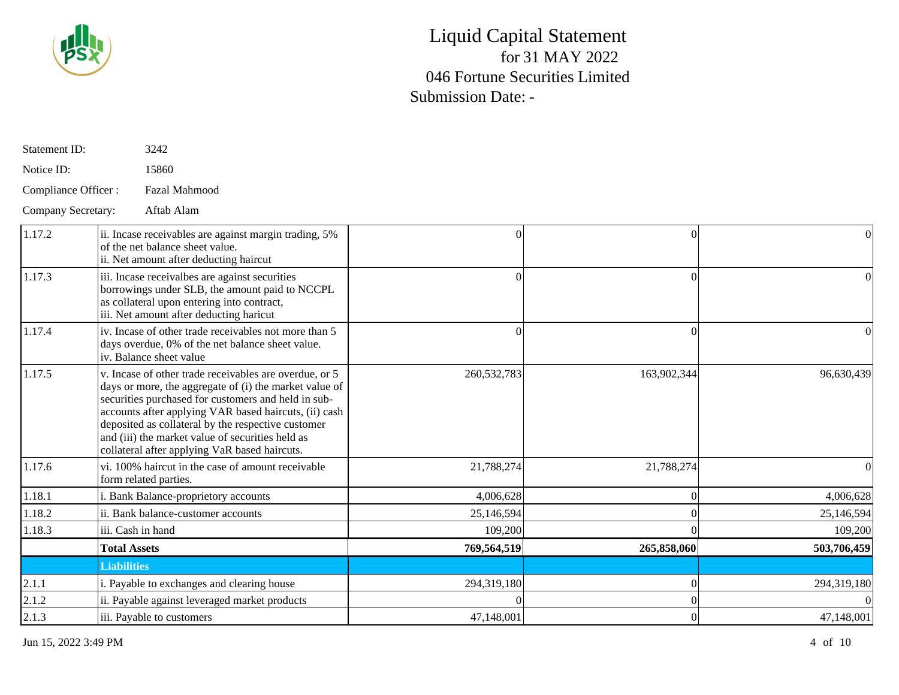# Liquid Capital Statement

for 31 MAY 2022

046 Fortune Securities Limited

Submission Date: -

Statement ID: 3242

Notice ID: 15860

Compliance Officer : Fazal Mahmood

Company Secretary: Aftab Alam

| | | | | |
|---|---|---|---|---|
| 1.17.2 | ii. Incase receivables are against margin trading, 5% of the net balance sheet value.<br>ii. Net amount after deducting haircut | 0 | 0 | 0 |
| 1.17.3 | iii. Incase receivalbes are against securities borrowings under SLB, the amount paid to NCCPL as collateral upon entering into contract,<br>iii. Net amount after deducting haricut | 0 | 0 | 0 |
| 1.17.4 | iv. Incase of other trade receivables not more than 5 days overdue, 0% of the net balance sheet value.<br>iv. Balance sheet value | 0 | 0 | 0 |
| 1.17.5 | v. Incase of other trade receivables are overdue, or 5 days or more, the aggregate of (i) the market value of securities purchased for customers and held in sub-accounts after applying VAR based haircuts, (ii) cash deposited as collateral by the respective customer and (iii) the market value of securities held as collateral after applying VaR based haircuts. | 260,532,783 | 163,902,344 | 96,630,439 |
| 1.17.6 | vi. 100% haircut in the case of amount receivable form related parties. | 21,788,274 | 21,788,274 | 0 |
| 1.18.1 | i. Bank Balance-proprietory accounts | 4,006,628 | 0 | 4,006,628 |
| 1.18.2 | ii. Bank balance-customer accounts | 25,146,594 | 0 | 25,146,594 |
| 1.18.3 | iii. Cash in hand | 109,200 | 0 | 109,200 |
| | **Total Assets** | **769,564,519** | **265,858,060** | **503,706,459** |
| | **Liabilities** | | | |
| 2.1.1 | i. Payable to exchanges and clearing house | 294,319,180 | 0 | 294,319,180 |
| 2.1.2 | ii. Payable against leveraged market products | 0 | 0 | 0 |
| 2.1.3 | iii. Payable to customers | 47,148,001 | 0 | 47,148,001 |

Jun 15, 2022 3:49 PM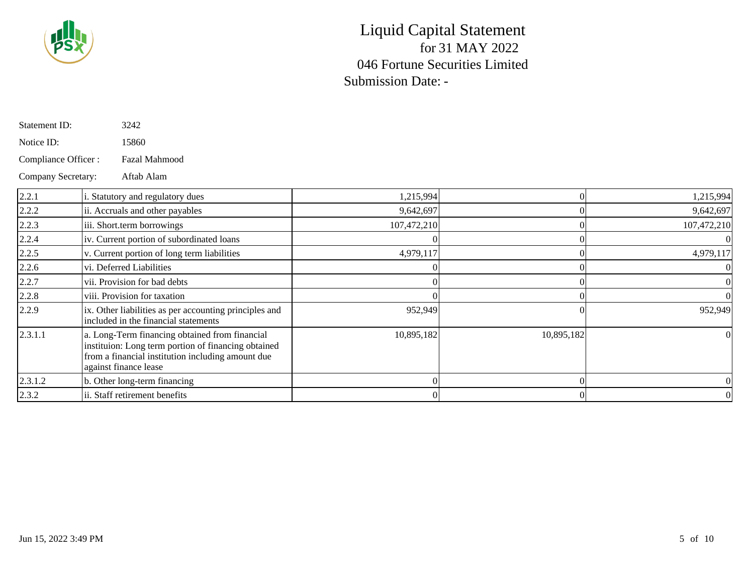# Liquid Capital Statement

for 31 MAY 2022

046 Fortune Securities Limited

Submission Date: -

Statement ID: 3242

Notice ID: 15860

Compliance Officer : Fazal Mahmood

Company Secretary: Aftab Alam

| | | | | |
|---|---|---|---|---|
| 2.2.1 | i. Statutory and regulatory dues | 1,215,994 | 0 | 1,215,994 |
| 2.2.2 | ii. Accruals and other payables | 9,642,697 | 0 | 9,642,697 |
| 2.2.3 | iii. Short.term borrowings | 107,472,210 | 0 | 107,472,210 |
| 2.2.4 | iv. Current portion of subordinated loans | 0 | 0 | 0 |
| 2.2.5 | v. Current portion of long term liabilities | 4,979,117 | 0 | 4,979,117 |
| 2.2.6 | vi. Deferred Liabilities | 0 | 0 | 0 |
| 2.2.7 | vii. Provision for bad debts | 0 | 0 | 0 |
| 2.2.8 | viii. Provision for taxation | 0 | 0 | 0 |
| 2.2.9 | ix. Other liabilities as per accounting principles and included in the financial statements | 952,949 | 0 | 952,949 |
| 2.3.1.1 | a. Long-Term financing obtained from financial instituion: Long term portion of financing obtained from a financial institution including amount due against finance lease | 10,895,182 | 10,895,182 | 0 |
| 2.3.1.2 | b. Other long-term financing | 0 | 0 | 0 |
| 2.3.2 | ii. Staff retirement benefits | 0 | 0 | 0 |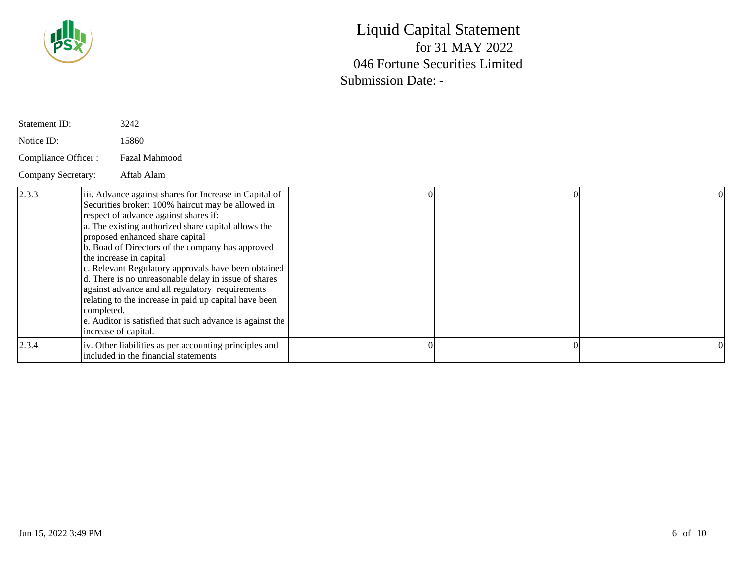# Liquid Capital Statement

for 31 MAY 2022

046 Fortune Securities Limited

Submission Date: -

Statement ID: 3242

Notice ID: 15860

Compliance Officer : Fazal Mahmood

Company Secretary: Aftab Alam

| | | | | |
|---|---|---|---|---|
| 2.3.3 | iii. Advance against shares for Increase in Capital of Securities broker: 100% haircut may be allowed in respect of advance against shares if:<br>a. The existing authorized share capital allows the proposed enhanced share capital<br>b. Boad of Directors of the company has approved the increase in capital<br>c. Relevant Regulatory approvals have been obtained<br>d. There is no unreasonable delay in issue of shares against advance and all regulatory requirements relating to the increase in paid up capital have been completed.<br>e. Auditor is satisfied that such advance is against the increase of capital. | 0 | 0 | 0 |
| 2.3.4 | iv. Other liabilities as per accounting principles and included in the financial statements | 0 | 0 | 0 |

Jun 15, 2022 3:49 PM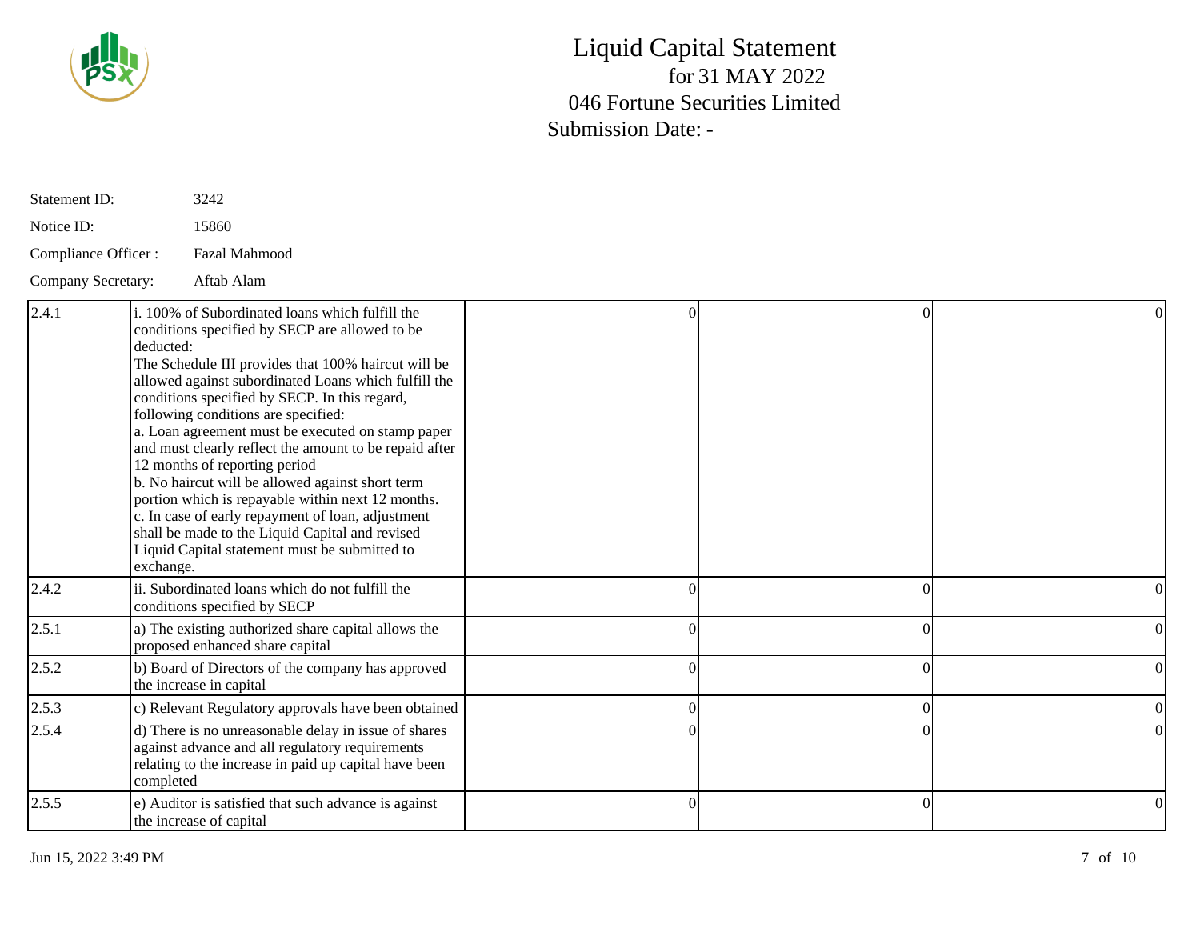# Liquid Capital Statement

for 31 MAY 2022

046 Fortune Securities Limited

Submission Date: -

Statement ID: 3242

Notice ID: 15860

Compliance Officer : Fazal Mahmood

Company Secretary: Aftab Alam

| | | | | |
|---|---|---|---|---|
| 2.4.1 | i. 100% of Subordinated loans which fulfill the conditions specified by SECP are allowed to be deducted:<br>The Schedule III provides that 100% haircut will be allowed against subordinated Loans which fulfill the conditions specified by SECP. In this regard, following conditions are specified:<br>a. Loan agreement must be executed on stamp paper and must clearly reflect the amount to be repaid after 12 months of reporting period<br>b. No haircut will be allowed against short term portion which is repayable within next 12 months.<br>c. In case of early repayment of loan, adjustment shall be made to the Liquid Capital and revised Liquid Capital statement must be submitted to exchange. | 0 | 0 | 0 |
| 2.4.2 | ii. Subordinated loans which do not fulfill the conditions specified by SECP | 0 | 0 | 0 |
| 2.5.1 | a) The existing authorized share capital allows the proposed enhanced share capital | 0 | 0 | 0 |
| 2.5.2 | b) Board of Directors of the company has approved the increase in capital | 0 | 0 | 0 |
| 2.5.3 | c) Relevant Regulatory approvals have been obtained | 0 | 0 | 0 |
| 2.5.4 | d) There is no unreasonable delay in issue of shares against advance and all regulatory requirements relating to the increase in paid up capital have been completed | 0 | 0 | 0 |
| 2.5.5 | e) Auditor is satisfied that such advance is against the increase of capital | 0 | 0 | 0 |

Jun 15, 2022 3:49 PM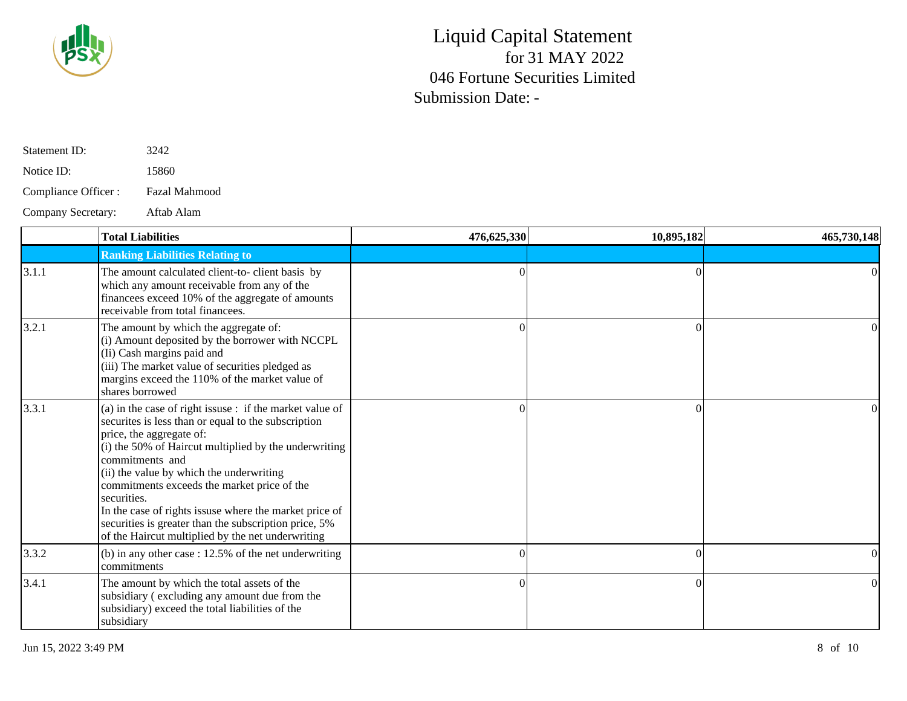# Liquid Capital Statement

for 31 MAY 2022

046 Fortune Securities Limited

Submission Date: -

Statement ID: 3242

Notice ID: 15860

Compliance Officer : Fazal Mahmood

Company Secretary: Aftab Alam

| | **Total Liabilities** | **476,625,330** | **10,895,182** | **465,730,148** |
|---|---|---|---|---|
| | **Ranking Liabilities Relating to** | | | |
| 3.1.1 | The amount calculated client-to- client basis by which any amount receivable from any of the financees exceed 10% of the aggregate of amounts receivable from total financees. | 0 | 0 | 0 |
| 3.2.1 | The amount by which the aggregate of:<br>(i) Amount deposited by the borrower with NCCPL<br>(Ii) Cash margins paid and<br>(iii) The market value of securities pledged as margins exceed the 110% of the market value of shares borrowed | 0 | 0 | 0 |
| 3.3.1 | (a) in the case of right issuse : if the market value of securites is less than or equal to the subscription price, the aggregate of:<br>(i) the 50% of Haircut multiplied by the underwriting commitments and<br>(ii) the value by which the underwriting commitments exceeds the market price of the securities.<br>In the case of rights issuse where the market price of securities is greater than the subscription price, 5% of the Haircut multiplied by the net underwriting | 0 | 0 | 0 |
| 3.3.2 | (b) in any other case : 12.5% of the net underwriting commitments | 0 | 0 | 0 |
| 3.4.1 | The amount by which the total assets of the subsidiary ( excluding any amount due from the subsidiary) exceed the total liabilities of the subsidiary | 0 | 0 | 0 |

Jun 15, 2022 3:49 PM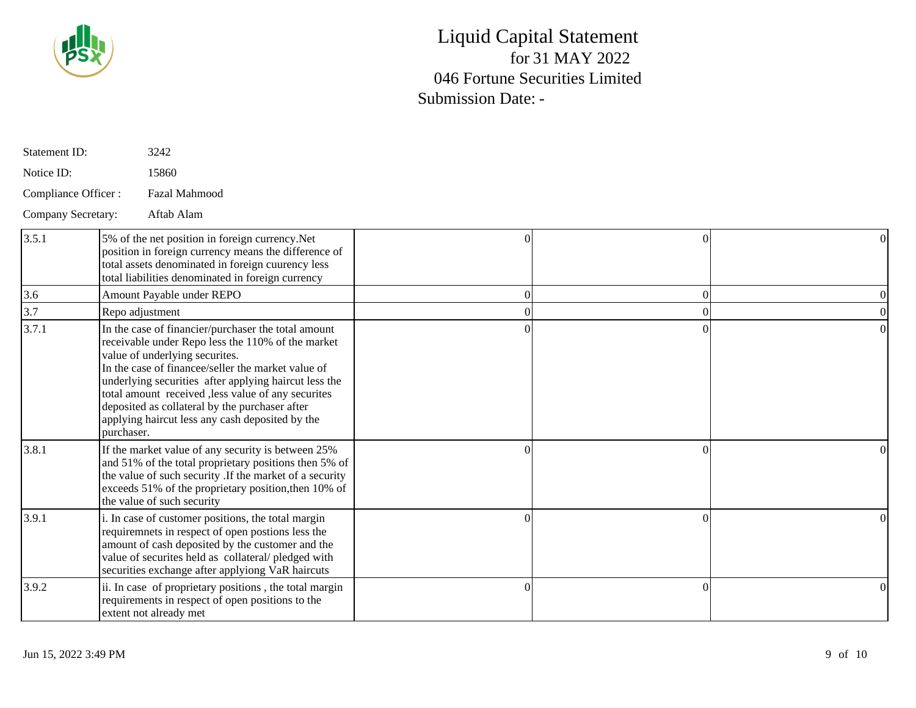# Liquid Capital Statement

for 31 MAY 2022

046 Fortune Securities Limited

Submission Date: -

Statement ID: 3242

Notice ID: 15860

Compliance Officer : Fazal Mahmood

Company Secretary: Aftab Alam

| | | | | |
|---|---|---|---|---|
| 3.5.1 | 5% of the net position in foreign currency.Net position in foreign currency means the difference of total assets denominated in foreign cuurency less total liabilities denominated in foreign currency | 0 | 0 | 0 |
| 3.6 | Amount Payable under REPO | 0 | 0 | 0 |
| 3.7 | Repo adjustment | 0 | 0 | 0 |
| 3.7.1 | In the case of financier/purchaser the total amount receivable under Repo less the 110% of the market value of underlying securites.<br>In the case of financee/seller the market value of underlying securities after applying haircut less the total amount received ,less value of any securites deposited as collateral by the purchaser after applying haircut less any cash deposited by the purchaser. | 0 | 0 | 0 |
| 3.8.1 | If the market value of any security is between 25% and 51% of the total proprietary positions then 5% of the value of such security .If the market of a security exceeds 51% of the proprietary position,then 10% of the value of such security | 0 | 0 | 0 |
| 3.9.1 | i. In case of customer positions, the total margin requiremnets in respect of open postions less the amount of cash deposited by the customer and the value of securites held as collateral/ pledged with securities exchange after applyiong VaR haircuts | 0 | 0 | 0 |
| 3.9.2 | ii. In case of proprietary positions , the total margin requirements in respect of open positions to the extent not already met | 0 | 0 | 0 |

Jun 15, 2022 3:49 PM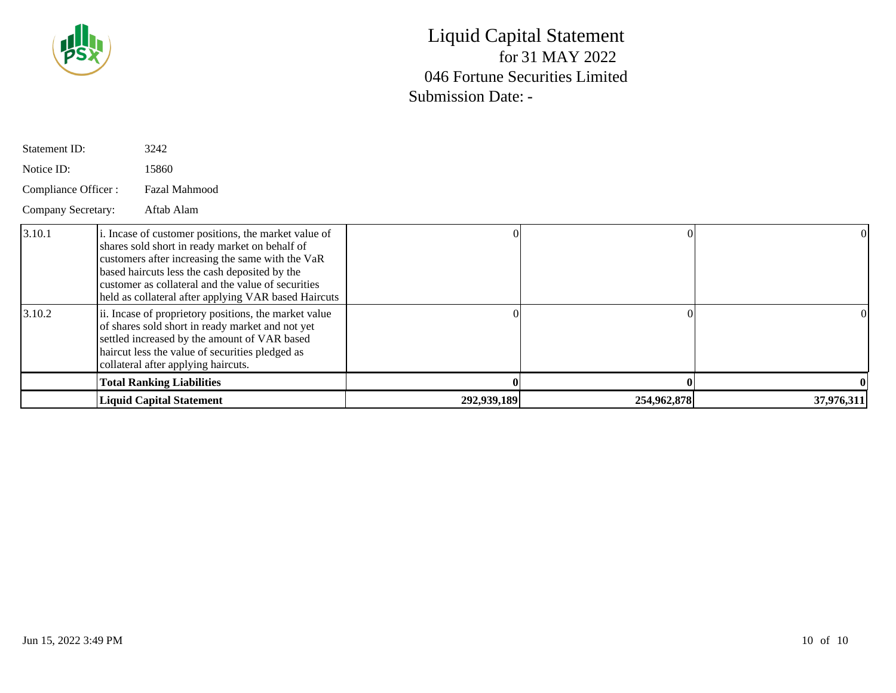# Liquid Capital Statement

for 31 MAY 2022

046 Fortune Securities Limited

Submission Date: -

Statement ID: 3242

Notice ID: 15860

Compliance Officer : Fazal Mahmood

Company Secretary: Aftab Alam

| | | | | |
|---|---|---|---|---|
| 3.10.1 | i. Incase of customer positions, the market value of shares sold short in ready market on behalf of customers after increasing the same with the VaR based haircuts less the cash deposited by the customer as collateral and the value of securities held as collateral after applying VAR based Haircuts | 0 | 0 | 0 |
| 3.10.2 | ii. Incase of proprietory positions, the market value of shares sold short in ready market and not yet settled increased by the amount of VAR based haircut less the value of securities pledged as collateral after applying haircuts. | 0 | 0 | 0 |
| | **Total Ranking Liabilities** | **0** | **0** | **0** |
| | **Liquid Capital Statement** | **292,939,189** | **254,962,878** | **37,976,311** |

Jun 15, 2022 3:49 PM